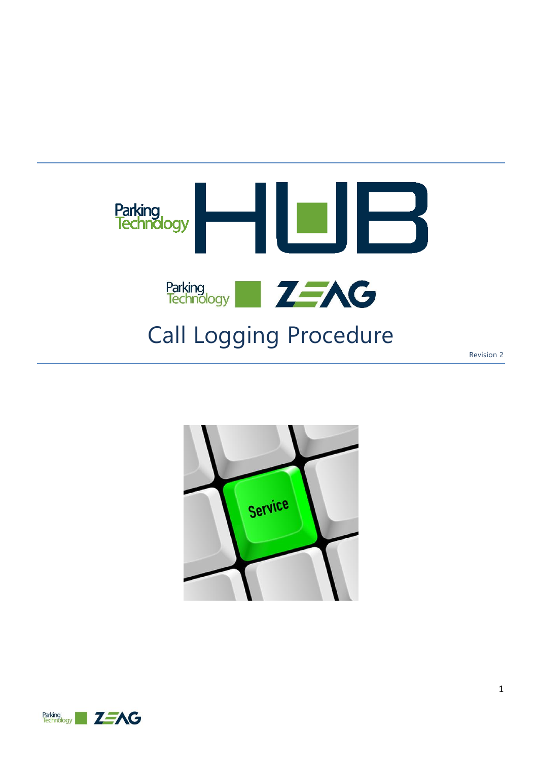# Parking Technology HUB

Parking Technology ZEAG

# Call Logging Procedure

Revision 2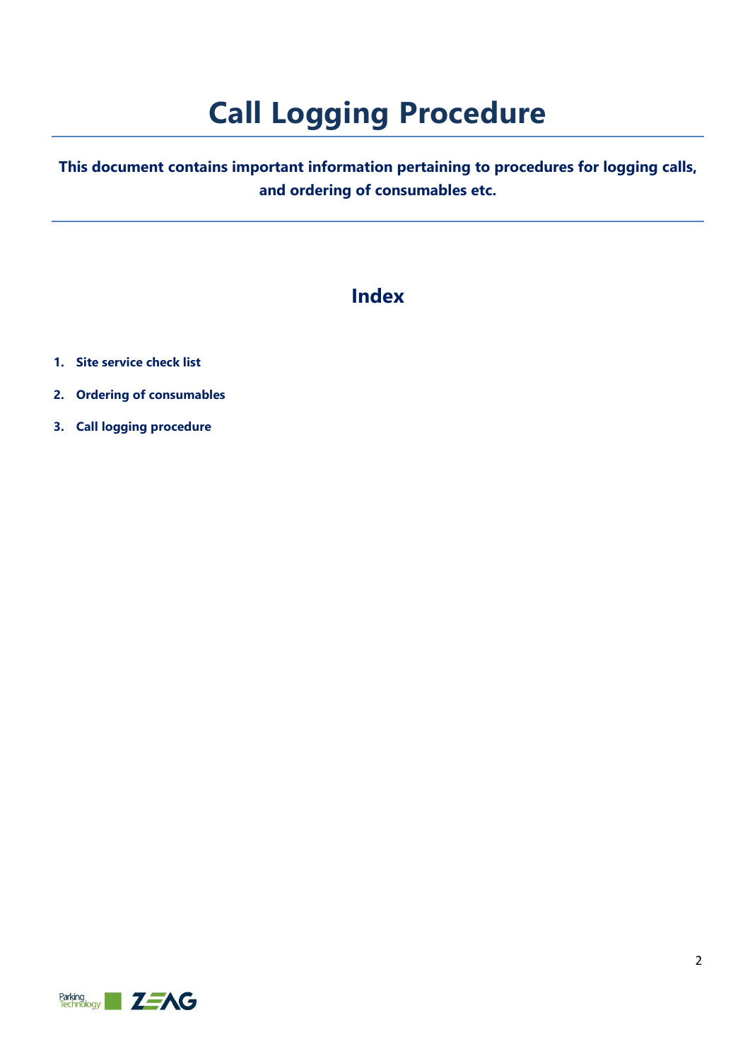# Call Logging Procedure

**This document contains important information pertaining to procedures for logging calls, and ordering of consumables etc.**

## Index

1. **Site service check list**
2. **Ordering of consumables**
3. **Call logging procedure**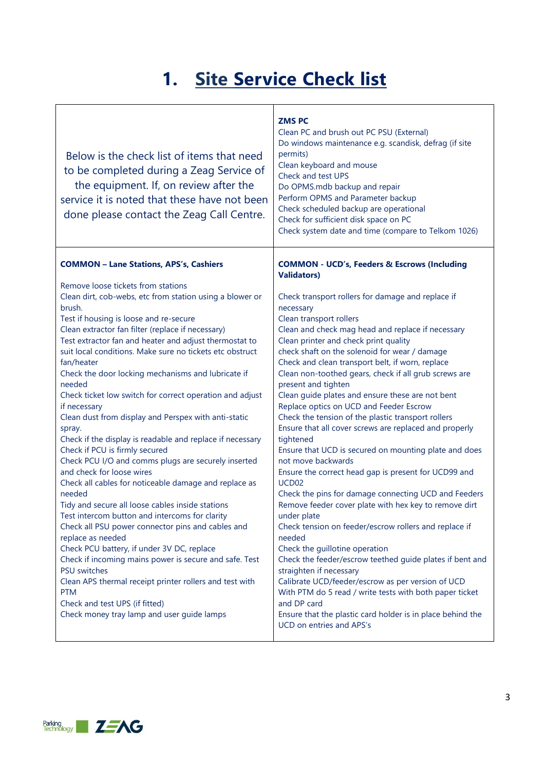# 1. Site Service Check list

| Below is the check list of items that need to be completed during a Zeag Service of the equipment. If, on review after the service it is noted that these have not been done please contact the Zeag Call Centre. | **ZMS PC**<br>Clean PC and brush out PC PSU (External)<br>Do windows maintenance e.g. scandisk, defrag (if site permits)<br>Clean keyboard and mouse<br>Check and test UPS<br>Do OPMS.mdb backup and repair<br>Perform OPMS and Parameter backup<br>Check scheduled backup are operational<br>Check for sufficient disk space on PC<br>Check system date and time (compare to Telkom 1026) |
|---|---|
| **COMMON – Lane Stations, APS's, Cashiers**<br><br>Remove loose tickets from stations<br>Clean dirt, cob-webs, etc from station using a blower or brush.<br>Test if housing is loose and re-secure<br>Clean extractor fan filter (replace if necessary)<br>Test extractor fan and heater and adjust thermostat to suit local conditions. Make sure no tickets etc obstruct fan/heater<br>Check the door locking mechanisms and lubricate if needed<br>Check ticket low switch for correct operation and adjust if necessary<br>Clean dust from display and Perspex with anti-static spray.<br>Check if the display is readable and replace if necessary<br>Check if PCU is firmly secured<br>Check PCU I/O and comms plugs are securely inserted and check for loose wires<br>Check all cables for noticeable damage and replace as needed<br>Tidy and secure all loose cables inside stations<br>Test intercom button and intercoms for clarity<br>Check all PSU power connector pins and cables and replace as needed<br>Check PCU battery, if under 3V DC, replace<br>Check if incoming mains power is secure and safe. Test PSU switches<br>Clean APS thermal receipt printer rollers and test with PTM<br>Check and test UPS (if fitted)<br>Check money tray lamp and user guide lamps | **COMMON - UCD's, Feeders & Escrows (Including Validators)**<br><br>Check transport rollers for damage and replace if necessary<br>Clean transport rollers<br>Clean and check mag head and replace if necessary<br>Clean printer and check print quality<br>check shaft on the solenoid for wear / damage<br>Check and clean transport belt, if worn, replace<br>Clean non-toothed gears, check if all grub screws are present and tighten<br>Clean guide plates and ensure these are not bent<br>Replace optics on UCD and Feeder Escrow<br>Check the tension of the plastic transport rollers<br>Ensure that all cover screws are replaced and properly tightened<br>Ensure that UCD is secured on mounting plate and does not move backwards<br>Ensure the correct head gap is present for UCD99 and UCD02<br>Check the pins for damage connecting UCD and Feeders<br>Remove feeder cover plate with hex key to remove dirt under plate<br>Check tension on feeder/escrow rollers and replace if needed<br>Check the guillotine operation<br>Check the feeder/escrow teethed guide plates if bent and straighten if necessary<br>Calibrate UCD/feeder/escrow as per version of UCD<br>With PTM do 5 read / write tests with both paper ticket and DP card<br>Ensure that the plastic card holder is in place behind the UCD on entries and APS's |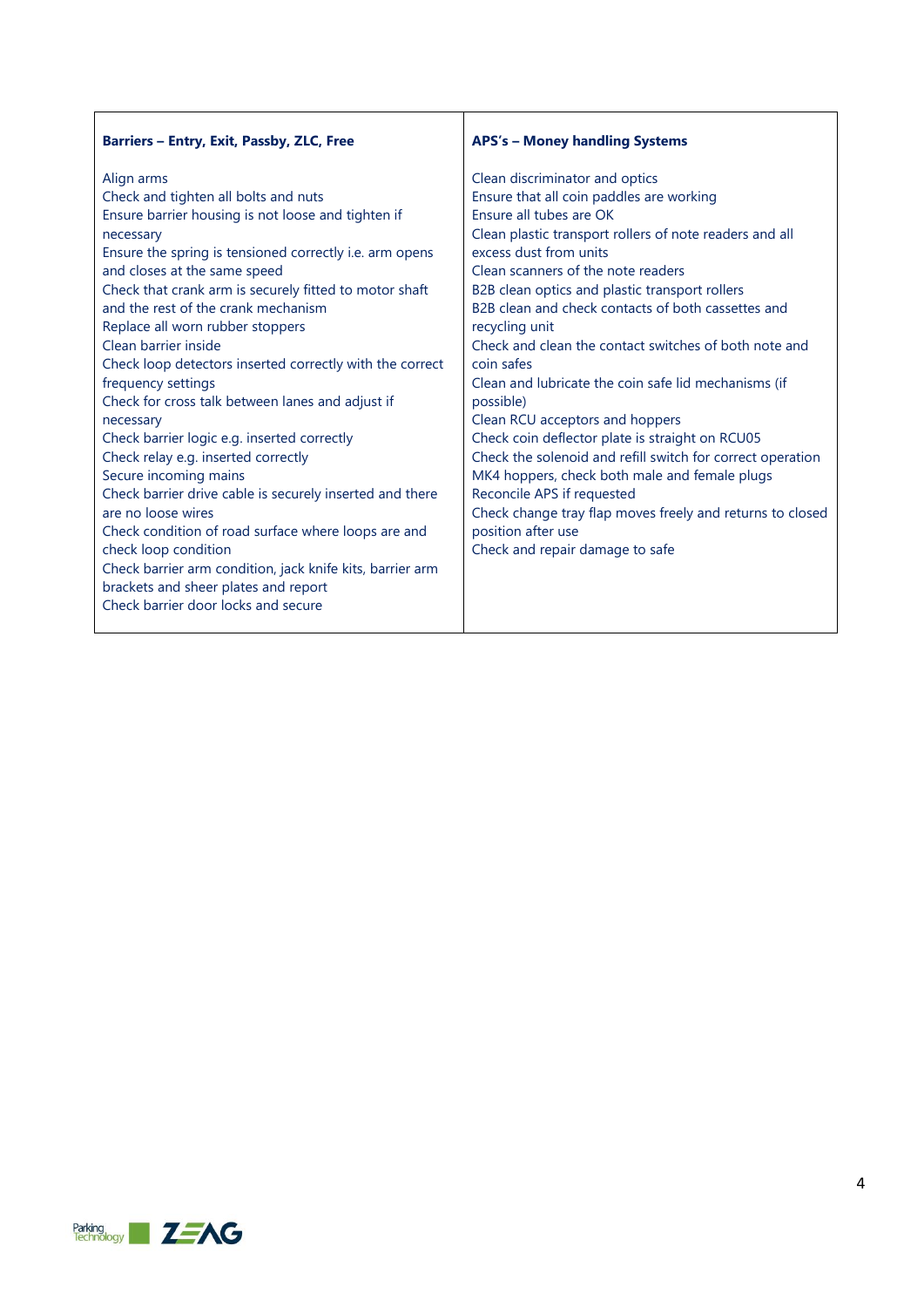| **Barriers – Entry, Exit, Passby, ZLC, Free** | **APS's – Money handling Systems** |
| --- | --- |
| Align arms<br>Check and tighten all bolts and nuts<br>Ensure barrier housing is not loose and tighten if necessary<br>Ensure the spring is tensioned correctly i.e. arm opens and closes at the same speed<br>Check that crank arm is securely fitted to motor shaft and the rest of the crank mechanism<br>Replace all worn rubber stoppers<br>Clean barrier inside<br>Check loop detectors inserted correctly with the correct frequency settings<br>Check for cross talk between lanes and adjust if necessary<br>Check barrier logic e.g. inserted correctly<br>Check relay e.g. inserted correctly<br>Secure incoming mains<br>Check barrier drive cable is securely inserted and there are no loose wires<br>Check condition of road surface where loops are and check loop condition<br>Check barrier arm condition, jack knife kits, barrier arm brackets and sheer plates and report<br>Check barrier door locks and secure | Clean discriminator and optics<br>Ensure that all coin paddles are working<br>Ensure all tubes are OK<br>Clean plastic transport rollers of note readers and all excess dust from units<br>Clean scanners of the note readers<br>B2B clean optics and plastic transport rollers<br>B2B clean and check contacts of both cassettes and recycling unit<br>Check and clean the contact switches of both note and coin safes<br>Clean and lubricate the coin safe lid mechanisms (if possible)<br>Clean RCU acceptors and hoppers<br>Check coin deflector plate is straight on RCU05<br>Check the solenoid and refill switch for correct operation<br>MK4 hoppers, check both male and female plugs<br>Reconcile APS if requested<br>Check change tray flap moves freely and returns to closed position after use<br>Check and repair damage to safe |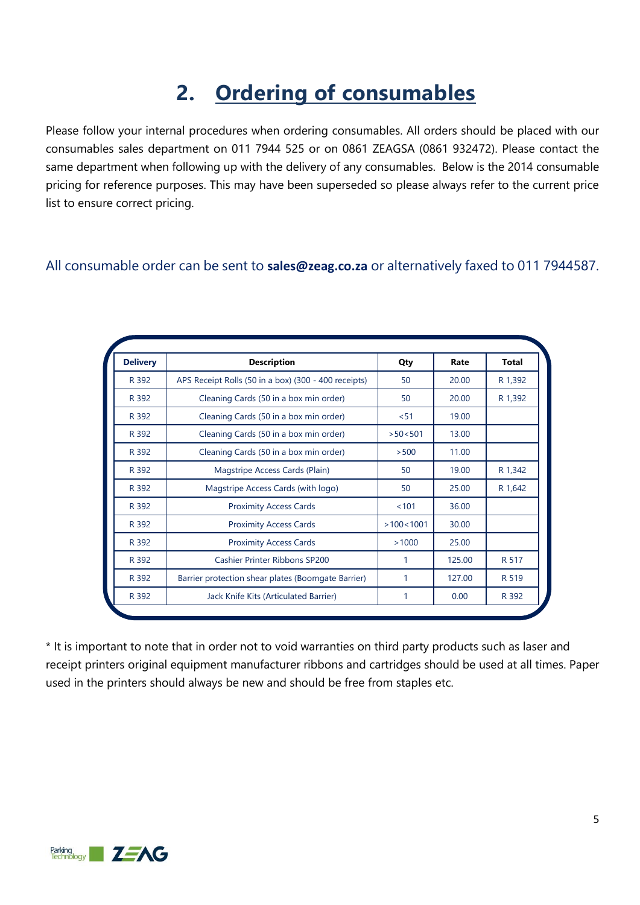# 2. Ordering of consumables

Please follow your internal procedures when ordering consumables. All orders should be placed with our consumables sales department on 011 7944 525 or on 0861 ZEAGSA (0861 932472). Please contact the same department when following up with the delivery of any consumables. Below is the 2014 consumable pricing for reference purposes. This may have been superseded so please always refer to the current price list to ensure correct pricing.

All consumable order can be sent to **sales@zeag.co.za** or alternatively faxed to 011 7944587.

| Delivery | Description | Qty | Rate | Total |
|---|---|---|---|---|
| R 392 | APS Receipt Rolls (50 in a box) (300 - 400 receipts) | 50 | 20.00 | R 1,392 |
| R 392 | Cleaning Cards (50 in a box min order) | 50 | 20.00 | R 1,392 |
| R 392 | Cleaning Cards (50 in a box min order) | <51 | 19.00 | |
| R 392 | Cleaning Cards (50 in a box min order) | >50<501 | 13.00 | |
| R 392 | Cleaning Cards (50 in a box min order) | >500 | 11.00 | |
| R 392 | Magstripe Access Cards (Plain) | 50 | 19.00 | R 1,342 |
| R 392 | Magstripe Access Cards (with logo) | 50 | 25.00 | R 1,642 |
| R 392 | Proximity Access Cards | <101 | 36.00 | |
| R 392 | Proximity Access Cards | >100<1001 | 30.00 | |
| R 392 | Proximity Access Cards | >1000 | 25.00 | |
| R 392 | Cashier Printer Ribbons SP200 | 1 | 125.00 | R 517 |
| R 392 | Barrier protection shear plates (Boomgate Barrier) | 1 | 127.00 | R 519 |
| R 392 | Jack Knife Kits (Articulated Barrier) | 1 | 0.00 | R 392 |

* It is important to note that in order not to void warranties on third party products such as laser and receipt printers original equipment manufacturer ribbons and cartridges should be used at all times. Paper used in the printers should always be new and should be free from staples etc.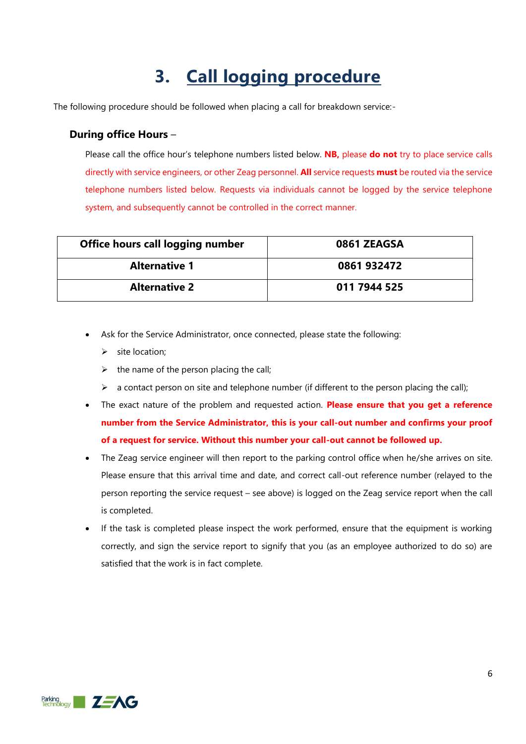# 3. Call logging procedure

The following procedure should be followed when placing a call for breakdown service:-

### During office Hours –

Please call the office hour's telephone numbers listed below. **NB,** please **do not** try to place service calls directly with service engineers, or other Zeag personnel. **All** service requests **must** be routed via the service telephone numbers listed below. Requests via individuals cannot be logged by the service telephone system, and subsequently cannot be controlled in the correct manner.

| Office hours call logging number | 0861 ZEAGSA |
|---|---|
| **Alternative 1** | **0861 932472** |
| **Alternative 2** | **011 7944 525** |

- Ask for the Service Administrator, once connected, please state the following:
  - site location;
  - the name of the person placing the call;
  - a contact person on site and telephone number (if different to the person placing the call);
- The exact nature of the problem and requested action. **Please ensure that you get a reference number from the Service Administrator, this is your call-out number and confirms your proof of a request for service. Without this number your call-out cannot be followed up.**
- The Zeag service engineer will then report to the parking control office when he/she arrives on site. Please ensure that this arrival time and date, and correct call-out reference number (relayed to the person reporting the service request – see above) is logged on the Zeag service report when the call is completed.
- If the task is completed please inspect the work performed, ensure that the equipment is working correctly, and sign the service report to signify that you (as an employee authorized to do so) are satisfied that the work is in fact complete.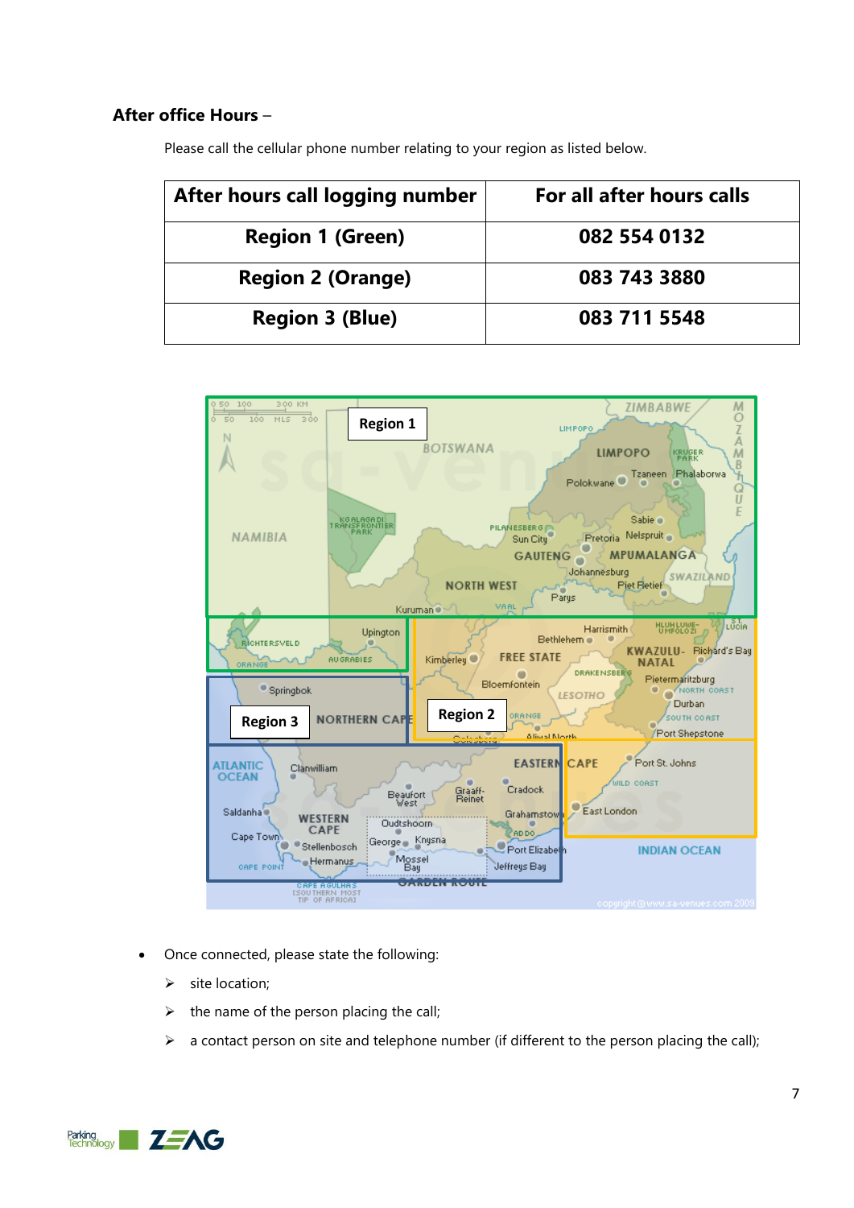**After office Hours** –

Please call the cellular phone number relating to your region as listed below.

| After hours call logging number | For all after hours calls |
| --- | --- |
| Region 1 (Green) | 082 554 0132 |
| Region 2 (Orange) | 083 743 3880 |
| Region 3 (Blue) | 083 711 5548 |

- Once connected, please state the following:
  - site location;
  - the name of the person placing the call;
  - a contact person on site and telephone number (if different to the person placing the call);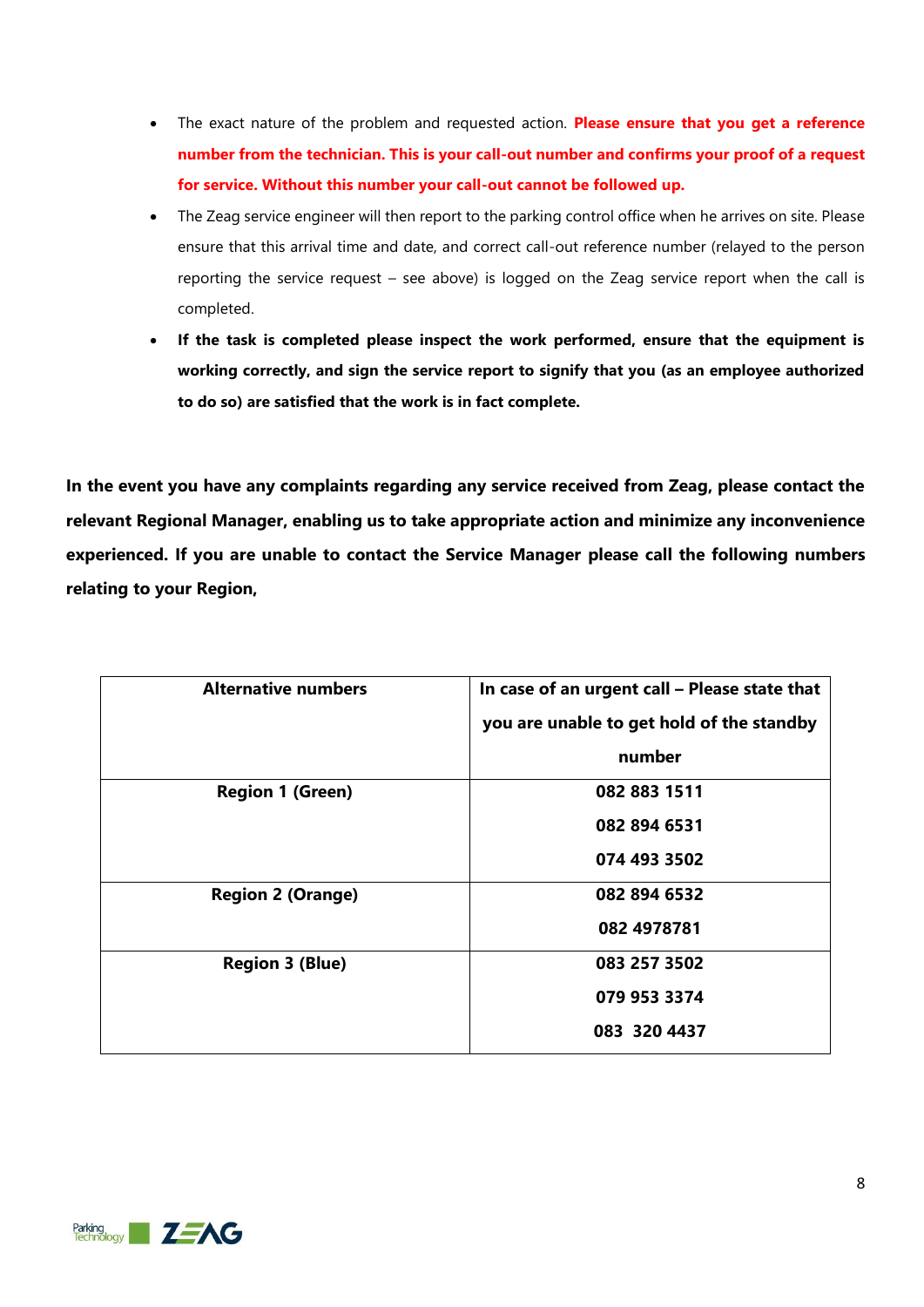- The exact nature of the problem and requested action. **Please ensure that you get a reference number from the technician. This is your call-out number and confirms your proof of a request for service. Without this number your call-out cannot be followed up.**
- The Zeag service engineer will then report to the parking control office when he arrives on site. Please ensure that this arrival time and date, and correct call-out reference number (relayed to the person reporting the service request – see above) is logged on the Zeag service report when the call is completed.
- **If the task is completed please inspect the work performed, ensure that the equipment is working correctly, and sign the service report to signify that you (as an employee authorized to do so) are satisfied that the work is in fact complete.**

**In the event you have any complaints regarding any service received from Zeag, please contact the relevant Regional Manager, enabling us to take appropriate action and minimize any inconvenience experienced. If you are unable to contact the Service Manager please call the following numbers relating to your Region,**

| Alternative numbers | In case of an urgent call – Please state that you are unable to get hold of the standby number |
|---|---|
| **Region 1 (Green)** | **082 883 1511**<br>**082 894 6531**<br>**074 493 3502** |
| **Region 2 (Orange)** | **082 894 6532**<br>**082 4978781** |
| **Region 3 (Blue)** | **083 257 3502**<br>**079 953 3374**<br>**083 320 4437** |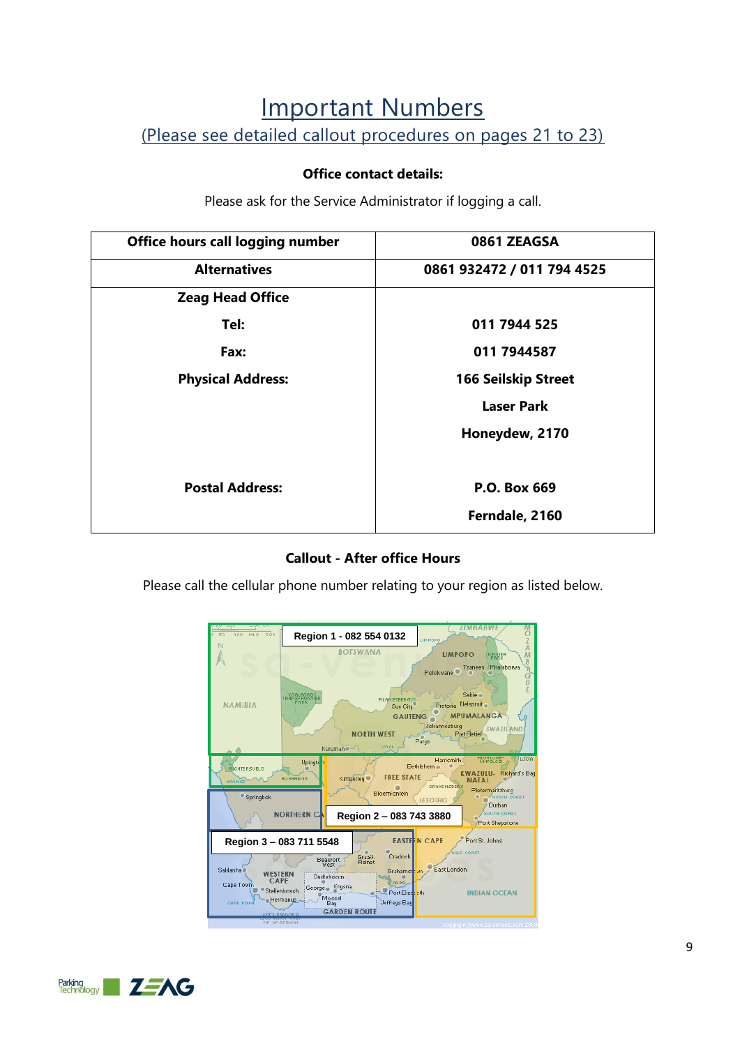# Important Numbers

## (Please see detailed callout procedures on pages 21 to 23)

**Office contact details:**

Please ask for the Service Administrator if logging a call.

| Office hours call logging number | 0861 ZEAGSA |
|---|---|
| **Alternatives** | **0861 932472 / 011 794 4525** |
| **Zeag Head Office** | |
| **Tel:** | **011 7944 525** |
| **Fax:** | **011 7944587** |
| **Physical Address:** | **166 Seilskip Street** |
| | **Laser Park** |
| | **Honeydew, 2170** |
| **Postal Address:** | **P.O. Box 669** |
| | **Ferndale, 2160** |

**Callout - After office Hours**

Please call the cellular phone number relating to your region as listed below.

Region 1 - 082 554 0132

Region 2 – 083 743 3880

Region 3 – 083 711 5548